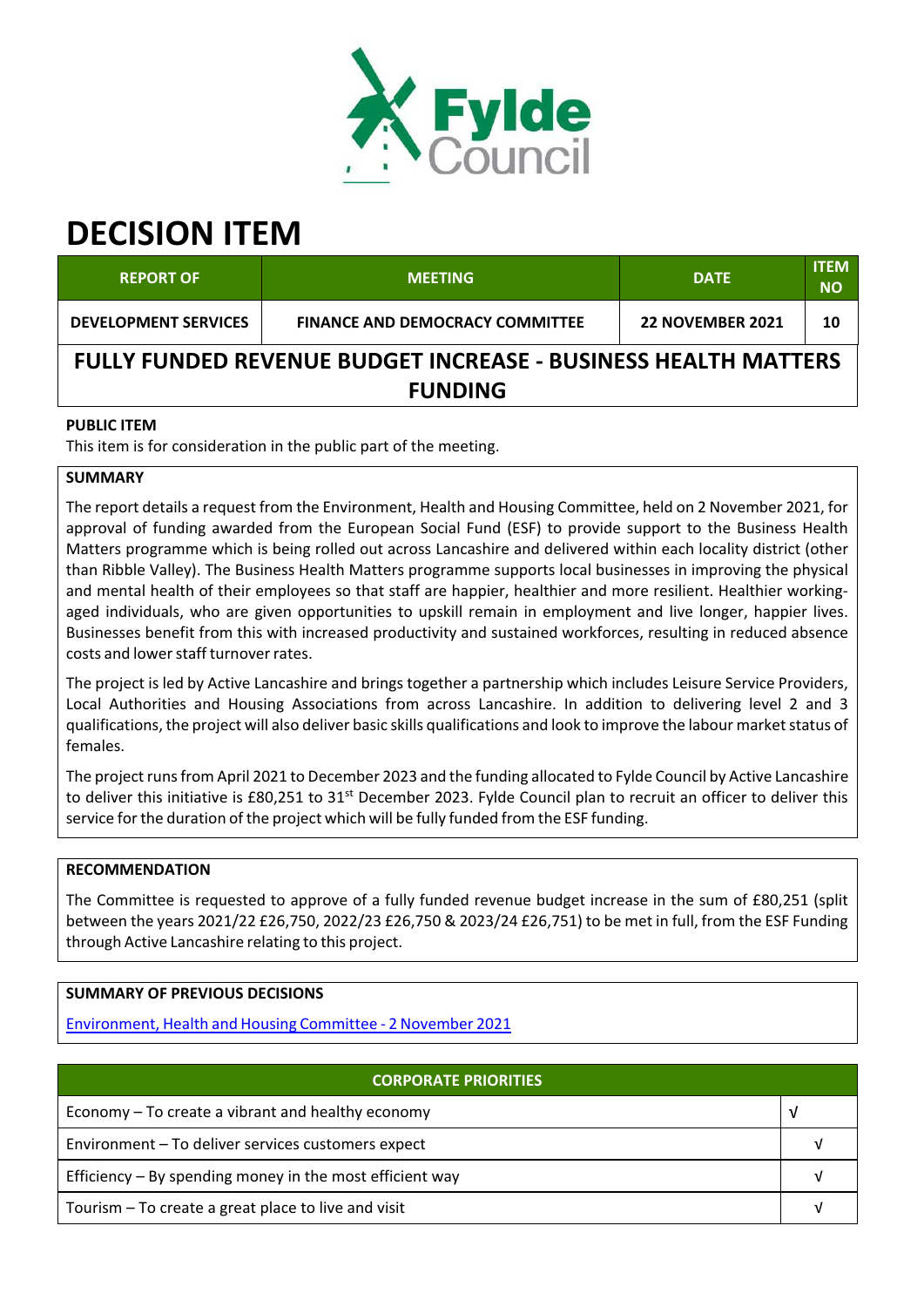# DECISION ITEM

| REPORT OF | MEETING | DATE | ITEM NO |
|---|---|---|---|
| DEVELOPMENT SERVICES | FINANCE AND DEMOCRACY COMMITTEE | 22 NOVEMBER 2021 | 10 |

## FULLY FUNDED REVENUE BUDGET INCREASE - BUSINESS HEALTH MATTERS FUNDING

**PUBLIC ITEM**

This item is for consideration in the public part of the meeting.

**SUMMARY**

The report details a request from the Environment, Health and Housing Committee, held on 2 November 2021, for approval of funding awarded from the European Social Fund (ESF) to provide support to the Business Health Matters programme which is being rolled out across Lancashire and delivered within each locality district (other than Ribble Valley). The Business Health Matters programme supports local businesses in improving the physical and mental health of their employees so that staff are happier, healthier and more resilient. Healthier working-aged individuals, who are given opportunities to upskill remain in employment and live longer, happier lives. Businesses benefit from this with increased productivity and sustained workforces, resulting in reduced absence costs and lower staff turnover rates.

The project is led by Active Lancashire and brings together a partnership which includes Leisure Service Providers, Local Authorities and Housing Associations from across Lancashire. In addition to delivering level 2 and 3 qualifications, the project will also deliver basic skills qualifications and look to improve the labour market status of females.

The project runs from April 2021 to December 2023 and the funding allocated to Fylde Council by Active Lancashire to deliver this initiative is £80,251 to 31st December 2023. Fylde Council plan to recruit an officer to deliver this service for the duration of the project which will be fully funded from the ESF funding.

**RECOMMENDATION**

The Committee is requested to approve of a fully funded revenue budget increase in the sum of £80,251 (split between the years 2021/22 £26,750, 2022/23 £26,750 & 2023/24 £26,751) to be met in full, from the ESF Funding through Active Lancashire relating to this project.

**SUMMARY OF PREVIOUS DECISIONS**

Environment, Health and Housing Committee - 2 November 2021

| CORPORATE PRIORITIES | |
|---|---|
| Economy – To create a vibrant and healthy economy | √ |
| Environment – To deliver services customers expect | √ |
| Efficiency – By spending money in the most efficient way | √ |
| Tourism – To create a great place to live and visit | √ |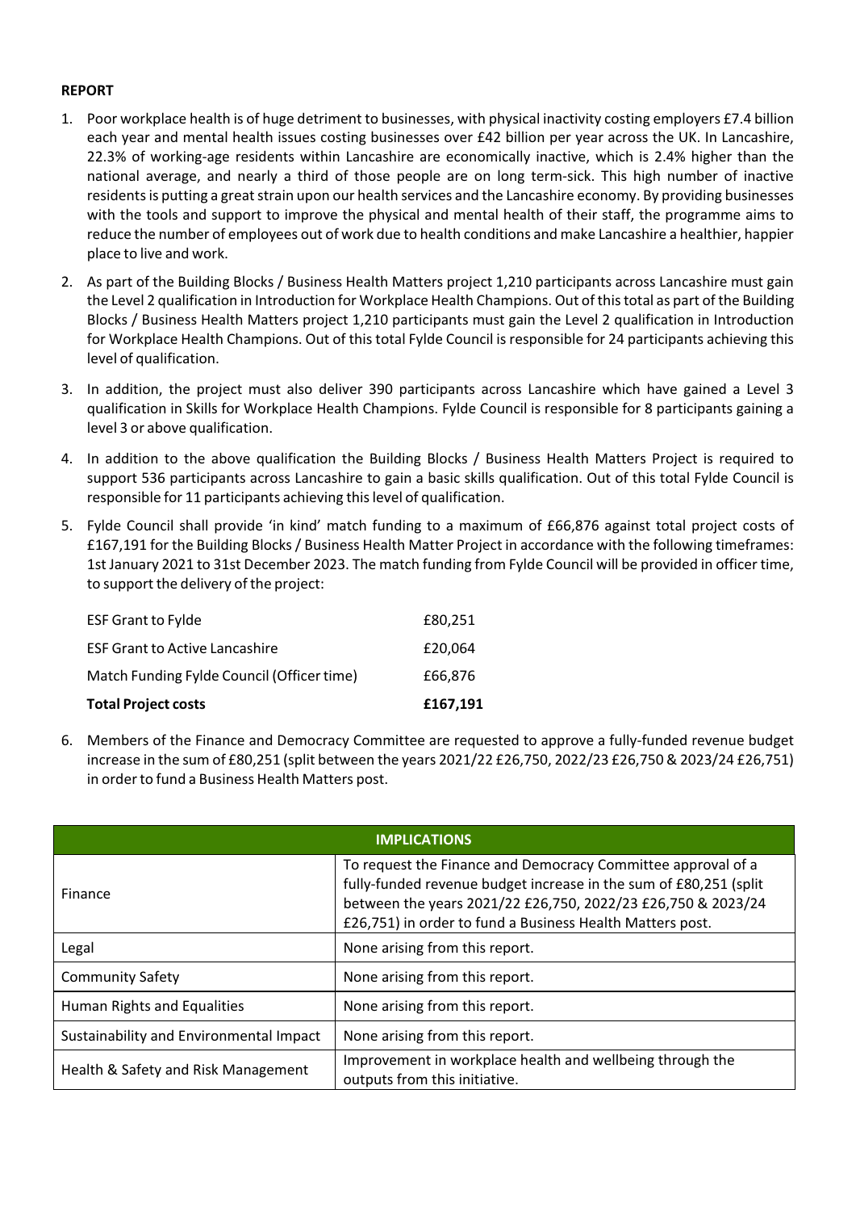**REPORT**

1. Poor workplace health is of huge detriment to businesses, with physical inactivity costing employers £7.4 billion each year and mental health issues costing businesses over £42 billion per year across the UK. In Lancashire, 22.3% of working-age residents within Lancashire are economically inactive, which is 2.4% higher than the national average, and nearly a third of those people are on long term-sick. This high number of inactive residents is putting a great strain upon our health services and the Lancashire economy. By providing businesses with the tools and support to improve the physical and mental health of their staff, the programme aims to reduce the number of employees out of work due to health conditions and make Lancashire a healthier, happier place to live and work.

2. As part of the Building Blocks / Business Health Matters project 1,210 participants across Lancashire must gain the Level 2 qualification in Introduction for Workplace Health Champions. Out of this total as part of the Building Blocks / Business Health Matters project 1,210 participants must gain the Level 2 qualification in Introduction for Workplace Health Champions. Out of this total Fylde Council is responsible for 24 participants achieving this level of qualification.

3. In addition, the project must also deliver 390 participants across Lancashire which have gained a Level 3 qualification in Skills for Workplace Health Champions. Fylde Council is responsible for 8 participants gaining a level 3 or above qualification.

4. In addition to the above qualification the Building Blocks / Business Health Matters Project is required to support 536 participants across Lancashire to gain a basic skills qualification. Out of this total Fylde Council is responsible for 11 participants achieving this level of qualification.

5. Fylde Council shall provide 'in kind' match funding to a maximum of £66,876 against total project costs of £167,191 for the Building Blocks / Business Health Matter Project in accordance with the following timeframes: 1st January 2021 to 31st December 2023. The match funding from Fylde Council will be provided in officer time, to support the delivery of the project:

| | |
|---|---|
| ESF Grant to Fylde | £80,251 |
| ESF Grant to Active Lancashire | £20,064 |
| Match Funding Fylde Council (Officer time) | £66,876 |
| **Total Project costs** | **£167,191** |

6. Members of the Finance and Democracy Committee are requested to approve a fully-funded revenue budget increase in the sum of £80,251 (split between the years 2021/22 £26,750, 2022/23 £26,750 & 2023/24 £26,751) in order to fund a Business Health Matters post.

| **IMPLICATIONS** | |
|---|---|
| Finance | To request the Finance and Democracy Committee approval of a fully-funded revenue budget increase in the sum of £80,251 (split between the years 2021/22 £26,750, 2022/23 £26,750 & 2023/24 £26,751) in order to fund a Business Health Matters post. |
| Legal | None arising from this report. |
| Community Safety | None arising from this report. |
| Human Rights and Equalities | None arising from this report. |
| Sustainability and Environmental Impact | None arising from this report. |
| Health & Safety and Risk Management | Improvement in workplace health and wellbeing through the outputs from this initiative. |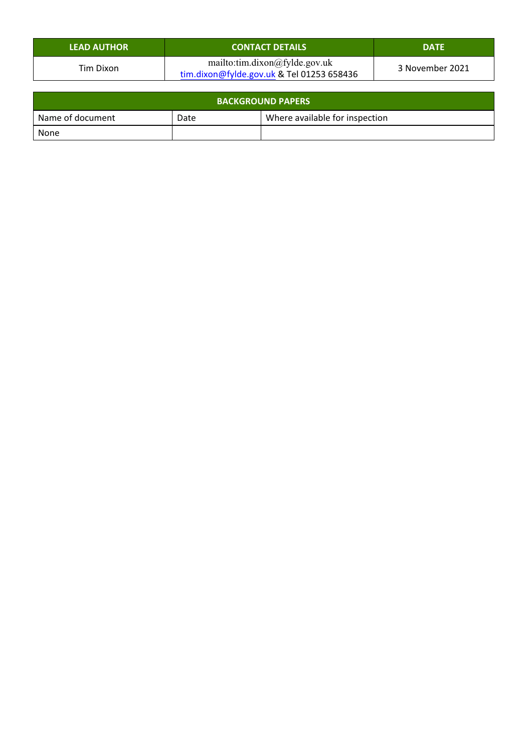| LEAD AUTHOR | CONTACT DETAILS | DATE |
|---|---|---|
| Tim Dixon | mailto:tim.dixon@fylde.gov.uk tim.dixon@fylde.gov.uk & Tel 01253 658436 | 3 November 2021 |

| BACKGROUND PAPERS | | |
|---|---|---|
| Name of document | Date | Where available for inspection |
| None | | |